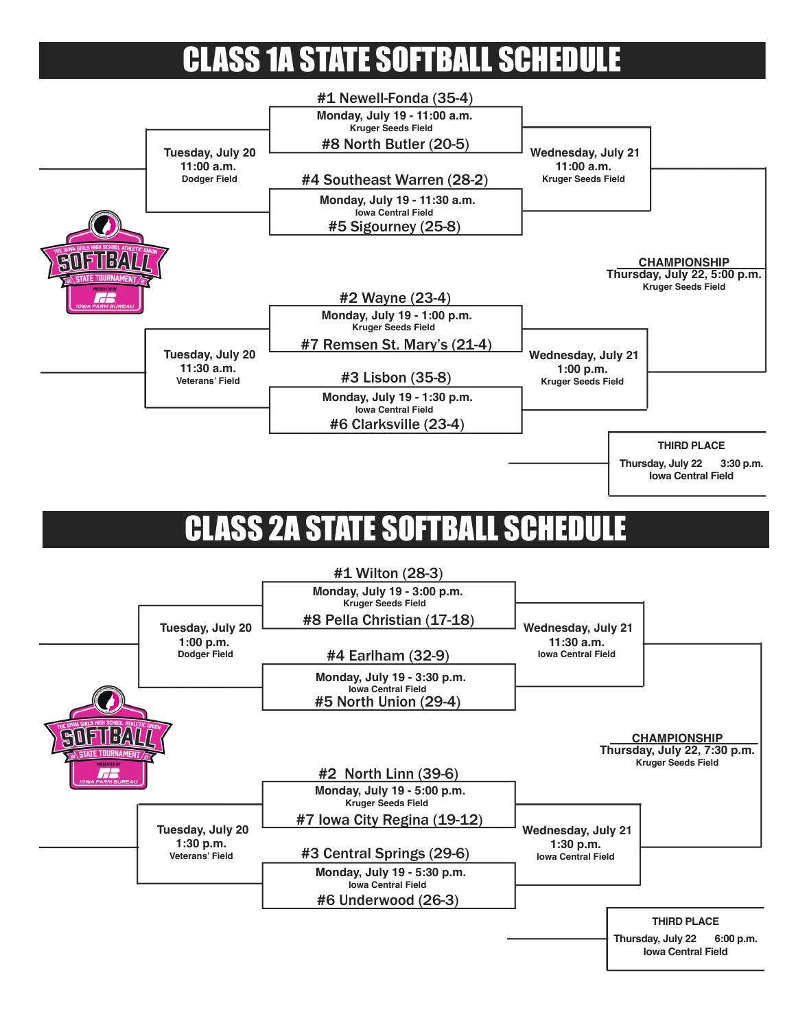# CLASS 1A STATE SOFTBALL SCHEDULE

**#1 Newell-Fonda (35-4)**
Monday, July 19 - 11:00 a.m.
Kruger Seeds Field
**#8 North Butler (20-5)**

**#4 Southeast Warren (28-2)**
Monday, July 19 - 11:30 a.m.
Iowa Central Field
**#5 Sigourney (25-8)**

**#2 Wayne (23-4)**
Monday, July 19 - 1:00 p.m.
Kruger Seeds Field
**#7 Remsen St. Mary's (21-4)**

**#3 Lisbon (35-8)**
Monday, July 19 - 1:30 p.m.
Iowa Central Field
**#6 Clarksville (23-4)**

Tuesday, July 20
11:00 a.m.
Dodger Field

Tuesday, July 20
11:30 a.m.
Veterans' Field

Wednesday, July 21
11:00 a.m.
Kruger Seeds Field

Wednesday, July 21
1:00 p.m.
Kruger Seeds Field

**CHAMPIONSHIP**
Thursday, July 22, 5:00 p.m.
Kruger Seeds Field

**THIRD PLACE**
Thursday, July 22 3:30 p.m.
Iowa Central Field

# CLASS 2A STATE SOFTBALL SCHEDULE

**#1 Wilton (28-3)**
Monday, July 19 - 3:00 p.m.
Kruger Seeds Field
**#8 Pella Christian (17-18)**

**#4 Earlham (32-9)**
Monday, July 19 - 3:30 p.m.
Iowa Central Field
**#5 North Union (29-4)**

**#2 North Linn (39-6)**
Monday, July 19 - 5:00 p.m.
Kruger Seeds Field
**#7 Iowa City Regina (19-12)**

**#3 Central Springs (29-6)**
Monday, July 19 - 5:30 p.m.
Iowa Central Field
**#6 Underwood (26-3)**

Tuesday, July 20
1:00 p.m.
Dodger Field

Tuesday, July 20
1:30 p.m.
Veterans' Field

Wednesday, July 21
11:30 a.m.
Iowa Central Field

Wednesday, July 21
1:30 p.m.
Iowa Central Field

**CHAMPIONSHIP**
Thursday, July 22, 7:30 p.m.
Kruger Seeds Field

**THIRD PLACE**
Thursday, July 22 6:00 p.m.
Iowa Central Field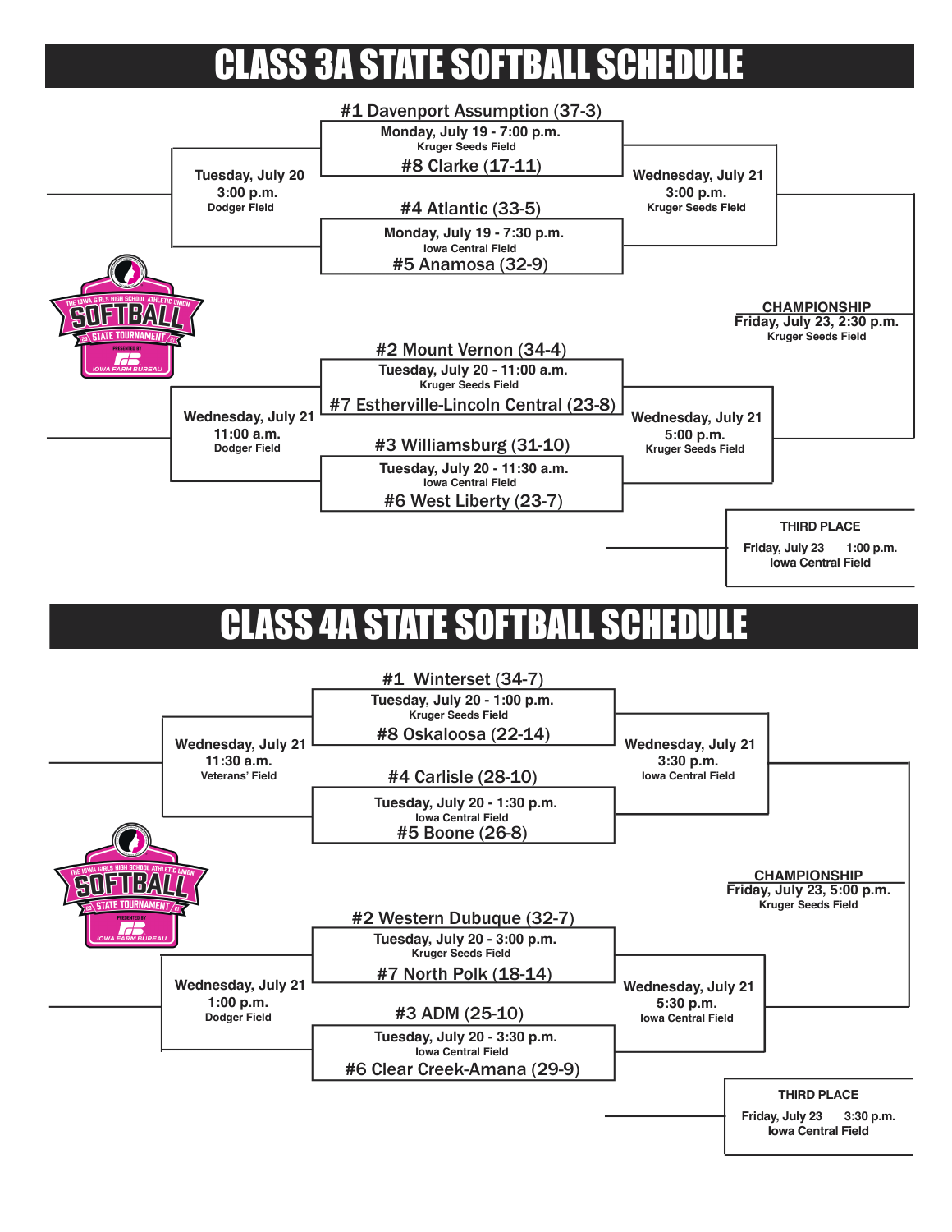# CLASS 3A STATE SOFTBALL SCHEDULE

**#1 Davenport Assumption (37-3)**
Monday, July 19 - 7:00 p.m.
Kruger Seeds Field
**#8 Clarke (17-11)**

**#4 Atlantic (33-5)**
Monday, July 19 - 7:30 p.m.
Iowa Central Field
**#5 Anamosa (32-9)**

Tuesday, July 20
3:00 p.m.
Dodger Field

Wednesday, July 21
3:00 p.m.
Kruger Seeds Field

**#2 Mount Vernon (34-4)**
Tuesday, July 20 - 11:00 a.m.
Kruger Seeds Field
**#7 Estherville-Lincoln Central (23-8)**

**#3 Williamsburg (31-10)**
Tuesday, July 20 - 11:30 a.m.
Iowa Central Field
**#6 West Liberty (23-7)**

Wednesday, July 21
11:00 a.m.
Dodger Field

Wednesday, July 21
5:00 p.m.
Kruger Seeds Field

**CHAMPIONSHIP**
Friday, July 23, 2:30 p.m.
Kruger Seeds Field

**THIRD PLACE**
Friday, July 23 1:00 p.m.
Iowa Central Field

# CLASS 4A STATE SOFTBALL SCHEDULE

**#1 Winterset (34-7)**
Tuesday, July 20 - 1:00 p.m.
Kruger Seeds Field
**#8 Oskaloosa (22-14)**

**#4 Carlisle (28-10)**
Tuesday, July 20 - 1:30 p.m.
Iowa Central Field
**#5 Boone (26-8)**

Wednesday, July 21
11:30 a.m.
Veterans' Field

Wednesday, July 21
3:30 p.m.
Iowa Central Field

**#2 Western Dubuque (32-7)**
Tuesday, July 20 - 3:00 p.m.
Kruger Seeds Field
**#7 North Polk (18-14)**

**#3 ADM (25-10)**
Tuesday, July 20 - 3:30 p.m.
Iowa Central Field
**#6 Clear Creek-Amana (29-9)**

Wednesday, July 21
1:00 p.m.
Dodger Field

Wednesday, July 21
5:30 p.m.
Iowa Central Field

**CHAMPIONSHIP**
Friday, July 23, 5:00 p.m.
Kruger Seeds Field

**THIRD PLACE**
Friday, July 23 3:30 p.m.
Iowa Central Field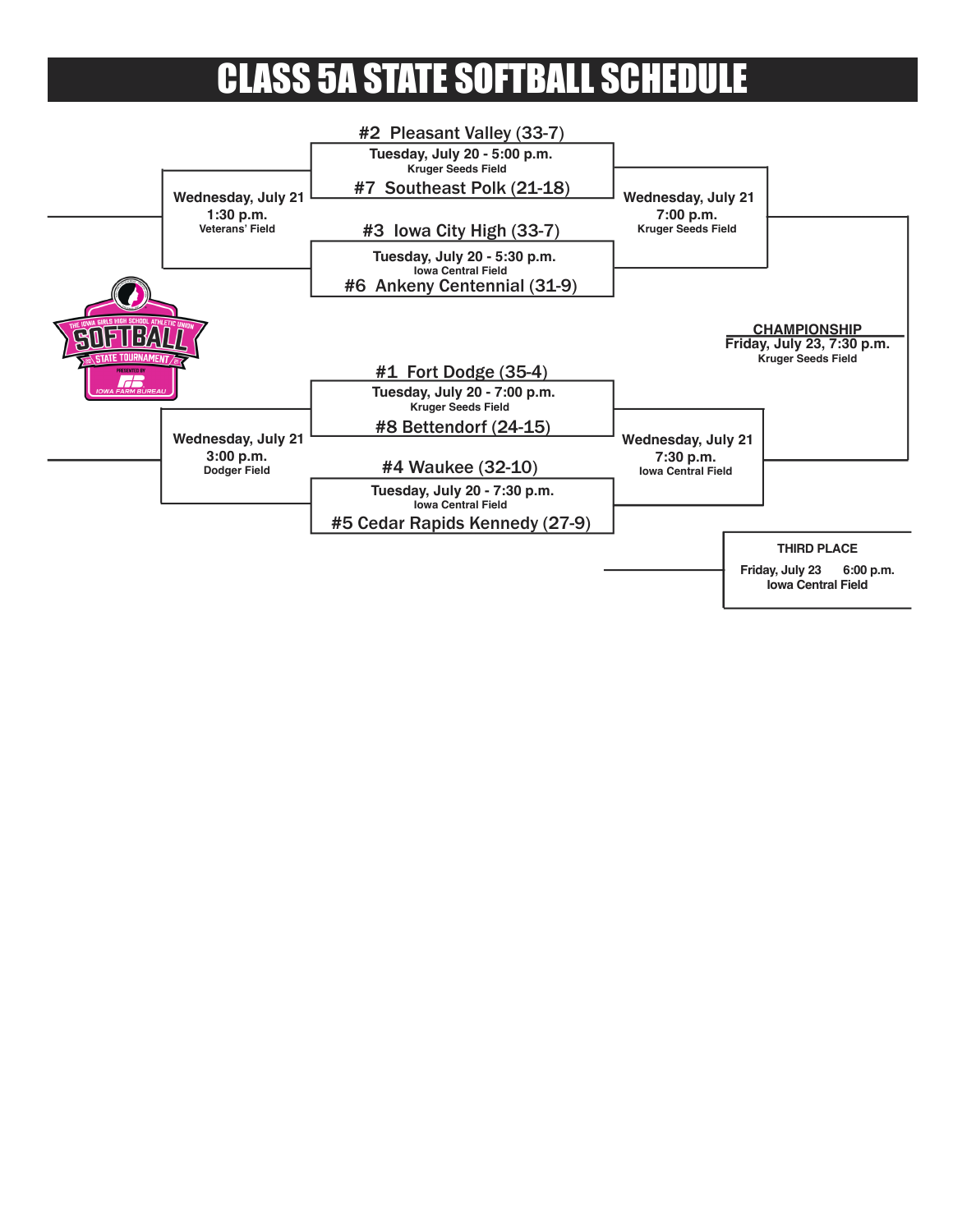# CLASS 5A STATE SOFTBALL SCHEDULE

#2 Pleasant Valley (33-7)

Tuesday, July 20 - 5:00 p.m.
Kruger Seeds Field

#7 Southeast Polk (21-18)

#3 Iowa City High (33-7)

Tuesday, July 20 - 5:30 p.m.
Iowa Central Field

#6 Ankeny Centennial (31-9)

Wednesday, July 21
1:30 p.m.
Veterans' Field

Wednesday, July 21
7:00 p.m.
Kruger Seeds Field

#1 Fort Dodge (35-4)

Tuesday, July 20 - 7:00 p.m.
Kruger Seeds Field

#8 Bettendorf (24-15)

#4 Waukee (32-10)

Tuesday, July 20 - 7:30 p.m.
Iowa Central Field

#5 Cedar Rapids Kennedy (27-9)

Wednesday, July 21
3:00 p.m.
Dodger Field

Wednesday, July 21
7:30 p.m.
Iowa Central Field

**CHAMPIONSHIP**
Friday, July 23, 7:30 p.m.
Kruger Seeds Field

**THIRD PLACE**
Friday, July 23 6:00 p.m.
Iowa Central Field

THE IOWA GIRLS HIGH SCHOOL ATHLETIC UNION
SOFTBALL
2021 STATE TOURNAMENT
PRESENTED BY
IOWA FARM BUREAU